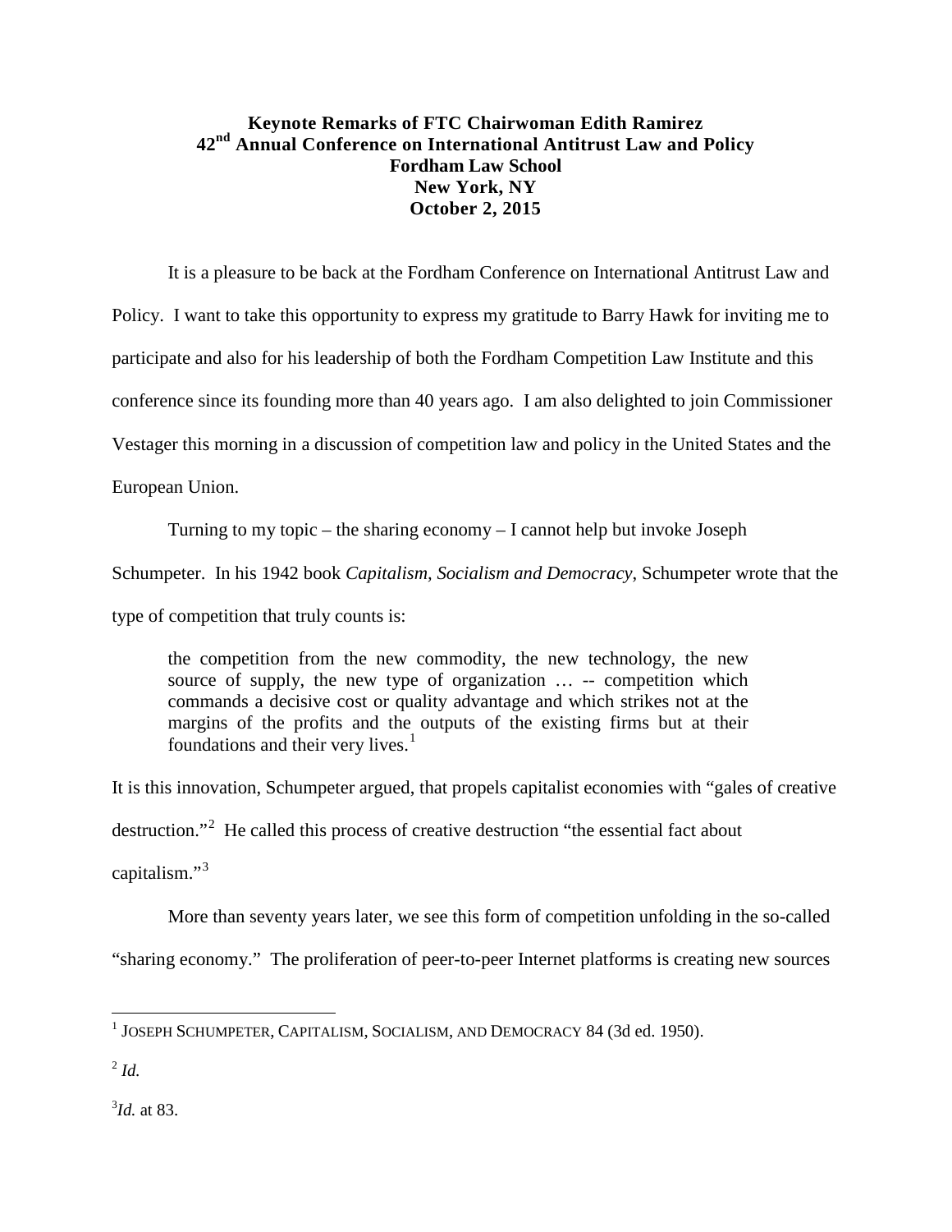**Keynote Remarks of FTC Chairwoman Edith Ramirez**
**42nd Annual Conference on International Antitrust Law and Policy**
**Fordham Law School**
**New York, NY**
**October 2, 2015**

It is a pleasure to be back at the Fordham Conference on International Antitrust Law and Policy. I want to take this opportunity to express my gratitude to Barry Hawk for inviting me to participate and also for his leadership of both the Fordham Competition Law Institute and this conference since its founding more than 40 years ago. I am also delighted to join Commissioner Vestager this morning in a discussion of competition law and policy in the United States and the European Union.

Turning to my topic – the sharing economy – I cannot help but invoke Joseph Schumpeter. In his 1942 book *Capitalism, Socialism and Democracy*, Schumpeter wrote that the type of competition that truly counts is:

> the competition from the new commodity, the new technology, the new source of supply, the new type of organization … -- competition which commands a decisive cost or quality advantage and which strikes not at the margins of the profits and the outputs of the existing firms but at their foundations and their very lives.[1]

It is this innovation, Schumpeter argued, that propels capitalist economies with "gales of creative destruction."[2] He called this process of creative destruction "the essential fact about capitalism."[3]

More than seventy years later, we see this form of competition unfolding in the so-called "sharing economy." The proliferation of peer-to-peer Internet platforms is creating new sources

---

[1] JOSEPH SCHUMPETER, CAPITALISM, SOCIALISM, AND DEMOCRACY 84 (3d ed. 1950).

[2] *Id.*

[3] *Id.* at 83.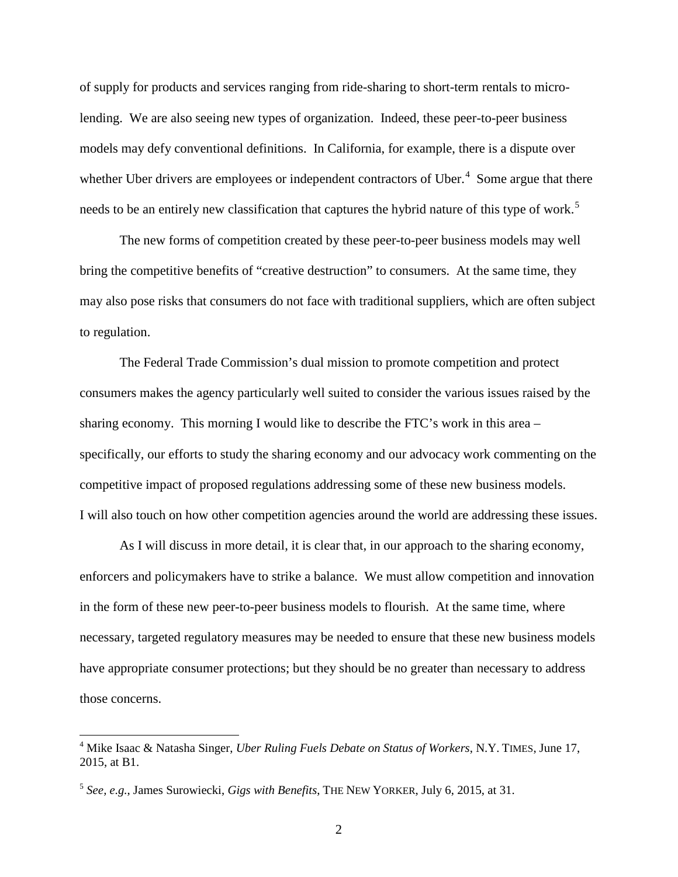of supply for products and services ranging from ride-sharing to short-term rentals to micro-lending. We are also seeing new types of organization. Indeed, these peer-to-peer business models may defy conventional definitions. In California, for example, there is a dispute over whether Uber drivers are employees or independent contractors of Uber.[4] Some argue that there needs to be an entirely new classification that captures the hybrid nature of this type of work.[5]

The new forms of competition created by these peer-to-peer business models may well bring the competitive benefits of "creative destruction" to consumers. At the same time, they may also pose risks that consumers do not face with traditional suppliers, which are often subject to regulation.

The Federal Trade Commission's dual mission to promote competition and protect consumers makes the agency particularly well suited to consider the various issues raised by the sharing economy. This morning I would like to describe the FTC's work in this area – specifically, our efforts to study the sharing economy and our advocacy work commenting on the competitive impact of proposed regulations addressing some of these new business models. I will also touch on how other competition agencies around the world are addressing these issues.

As I will discuss in more detail, it is clear that, in our approach to the sharing economy, enforcers and policymakers have to strike a balance. We must allow competition and innovation in the form of these new peer-to-peer business models to flourish. At the same time, where necessary, targeted regulatory measures may be needed to ensure that these new business models have appropriate consumer protections; but they should be no greater than necessary to address those concerns.

---

[4] Mike Isaac & Natasha Singer, *Uber Ruling Fuels Debate on Status of Workers*, N.Y. TIMES, June 17, 2015, at B1.

[5] *See, e.g.*, James Surowiecki, *Gigs with Benefits*, THE NEW YORKER, July 6, 2015, at 31.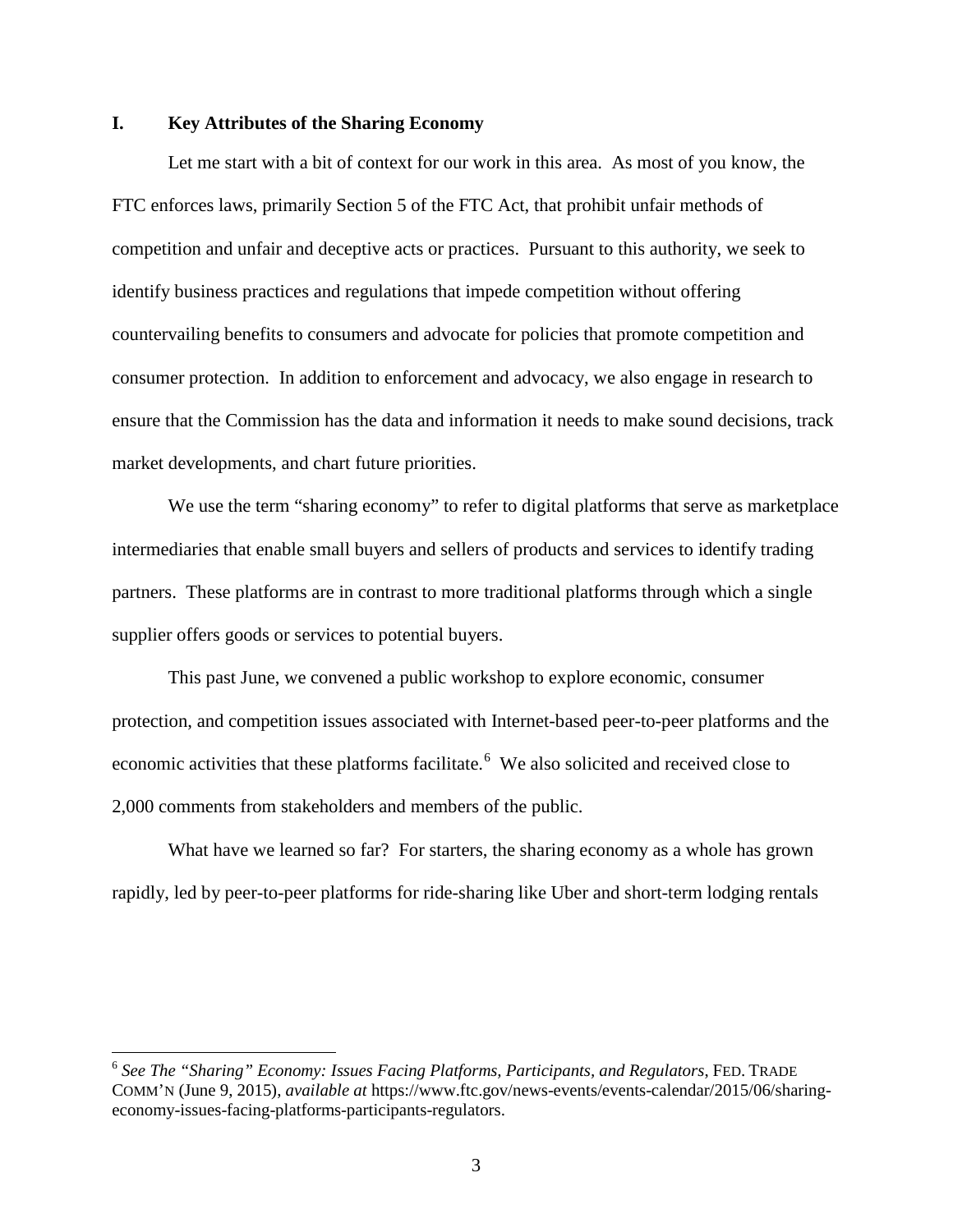## I. Key Attributes of the Sharing Economy

Let me start with a bit of context for our work in this area. As most of you know, the FTC enforces laws, primarily Section 5 of the FTC Act, that prohibit unfair methods of competition and unfair and deceptive acts or practices. Pursuant to this authority, we seek to identify business practices and regulations that impede competition without offering countervailing benefits to consumers and advocate for policies that promote competition and consumer protection. In addition to enforcement and advocacy, we also engage in research to ensure that the Commission has the data and information it needs to make sound decisions, track market developments, and chart future priorities.

We use the term "sharing economy" to refer to digital platforms that serve as marketplace intermediaries that enable small buyers and sellers of products and services to identify trading partners. These platforms are in contrast to more traditional platforms through which a single supplier offers goods or services to potential buyers.

This past June, we convened a public workshop to explore economic, consumer protection, and competition issues associated with Internet-based peer-to-peer platforms and the economic activities that these platforms facilitate.[6] We also solicited and received close to 2,000 comments from stakeholders and members of the public.

What have we learned so far? For starters, the sharing economy as a whole has grown rapidly, led by peer-to-peer platforms for ride-sharing like Uber and short-term lodging rentals

---

[6] *See The "Sharing" Economy: Issues Facing Platforms, Participants, and Regulators*, FED. TRADE COMM'N (June 9, 2015), *available at* https://www.ftc.gov/news-events/events-calendar/2015/06/sharing-economy-issues-facing-platforms-participants-regulators.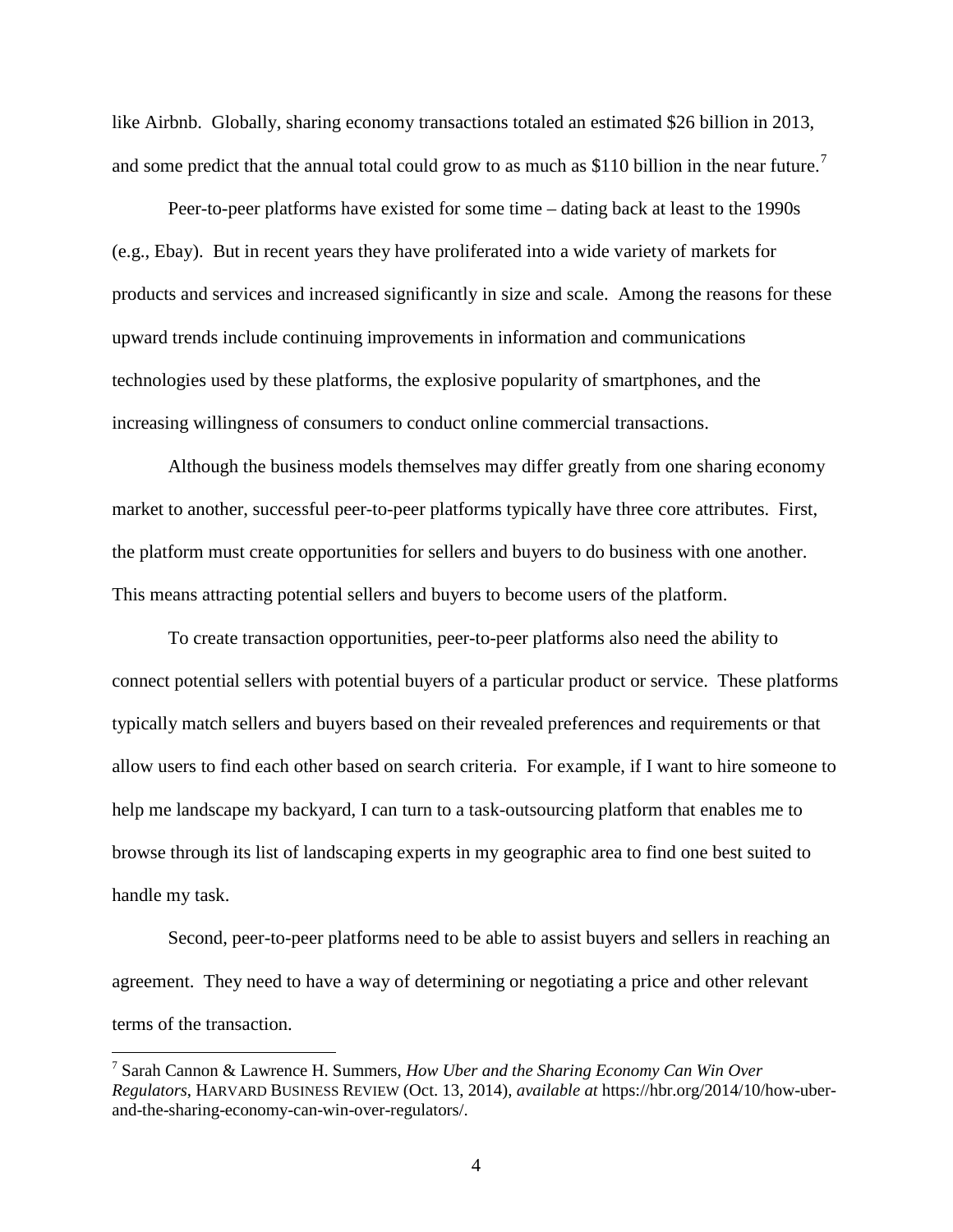like Airbnb. Globally, sharing economy transactions totaled an estimated $26 billion in 2013, and some predict that the annual total could grow to as much as $110 billion in the near future.[7]

Peer-to-peer platforms have existed for some time – dating back at least to the 1990s (e.g., Ebay). But in recent years they have proliferated into a wide variety of markets for products and services and increased significantly in size and scale. Among the reasons for these upward trends include continuing improvements in information and communications technologies used by these platforms, the explosive popularity of smartphones, and the increasing willingness of consumers to conduct online commercial transactions.

Although the business models themselves may differ greatly from one sharing economy market to another, successful peer-to-peer platforms typically have three core attributes. First, the platform must create opportunities for sellers and buyers to do business with one another. This means attracting potential sellers and buyers to become users of the platform.

To create transaction opportunities, peer-to-peer platforms also need the ability to connect potential sellers with potential buyers of a particular product or service. These platforms typically match sellers and buyers based on their revealed preferences and requirements or that allow users to find each other based on search criteria. For example, if I want to hire someone to help me landscape my backyard, I can turn to a task-outsourcing platform that enables me to browse through its list of landscaping experts in my geographic area to find one best suited to handle my task.

Second, peer-to-peer platforms need to be able to assist buyers and sellers in reaching an agreement. They need to have a way of determining or negotiating a price and other relevant terms of the transaction.

---

[7] Sarah Cannon & Lawrence H. Summers, *How Uber and the Sharing Economy Can Win Over Regulators*, HARVARD BUSINESS REVIEW (Oct. 13, 2014), *available at* https://hbr.org/2014/10/how-uber-and-the-sharing-economy-can-win-over-regulators/.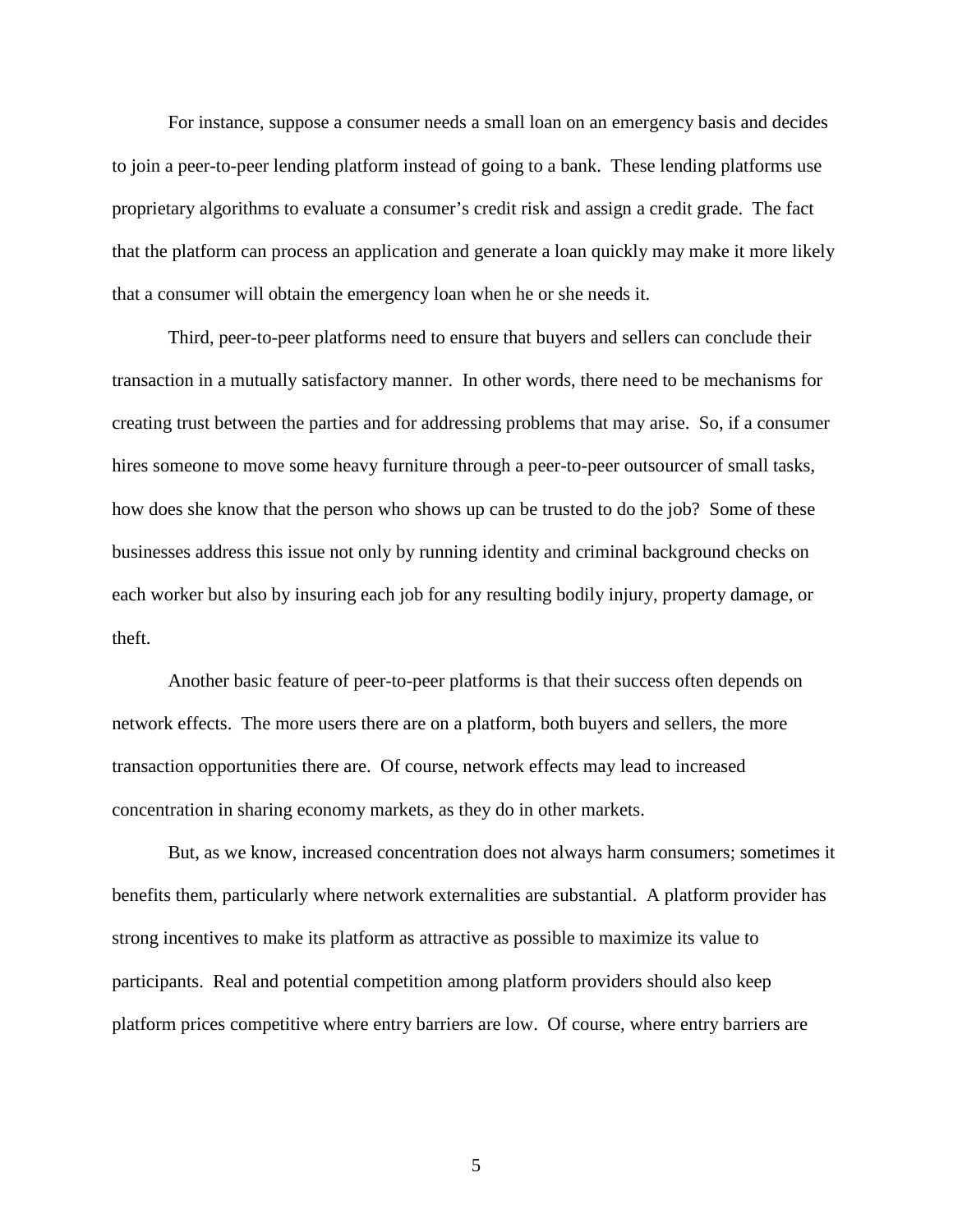For instance, suppose a consumer needs a small loan on an emergency basis and decides to join a peer-to-peer lending platform instead of going to a bank. These lending platforms use proprietary algorithms to evaluate a consumer's credit risk and assign a credit grade. The fact that the platform can process an application and generate a loan quickly may make it more likely that a consumer will obtain the emergency loan when he or she needs it.

Third, peer-to-peer platforms need to ensure that buyers and sellers can conclude their transaction in a mutually satisfactory manner. In other words, there need to be mechanisms for creating trust between the parties and for addressing problems that may arise. So, if a consumer hires someone to move some heavy furniture through a peer-to-peer outsourcer of small tasks, how does she know that the person who shows up can be trusted to do the job? Some of these businesses address this issue not only by running identity and criminal background checks on each worker but also by insuring each job for any resulting bodily injury, property damage, or theft.

Another basic feature of peer-to-peer platforms is that their success often depends on network effects. The more users there are on a platform, both buyers and sellers, the more transaction opportunities there are. Of course, network effects may lead to increased concentration in sharing economy markets, as they do in other markets.

But, as we know, increased concentration does not always harm consumers; sometimes it benefits them, particularly where network externalities are substantial. A platform provider has strong incentives to make its platform as attractive as possible to maximize its value to participants. Real and potential competition among platform providers should also keep platform prices competitive where entry barriers are low. Of course, where entry barriers are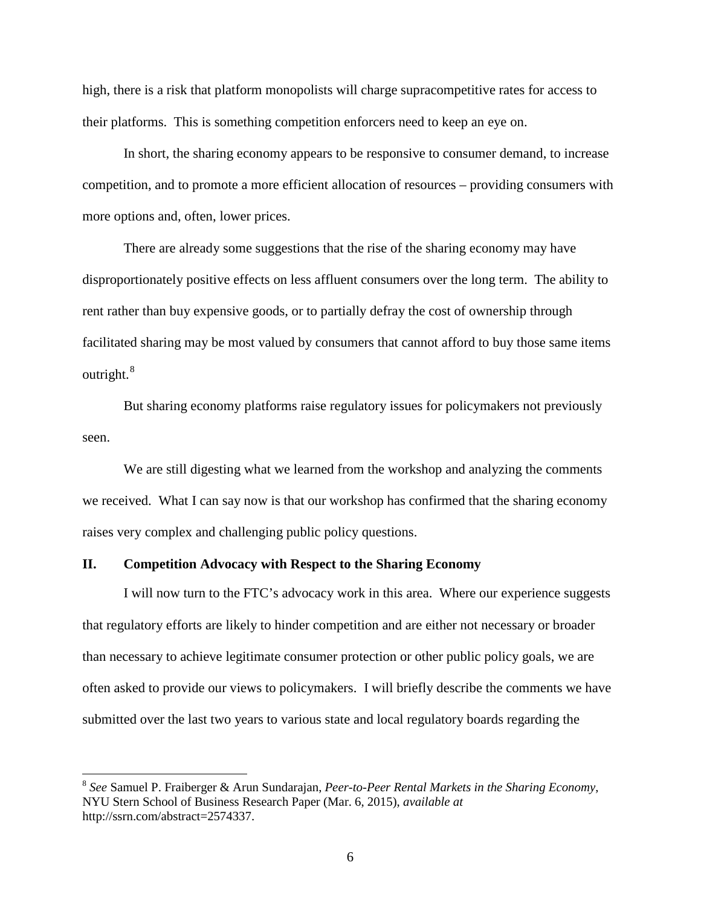high, there is a risk that platform monopolists will charge supracompetitive rates for access to their platforms. This is something competition enforcers need to keep an eye on.

In short, the sharing economy appears to be responsive to consumer demand, to increase competition, and to promote a more efficient allocation of resources – providing consumers with more options and, often, lower prices.

There are already some suggestions that the rise of the sharing economy may have disproportionately positive effects on less affluent consumers over the long term. The ability to rent rather than buy expensive goods, or to partially defray the cost of ownership through facilitated sharing may be most valued by consumers that cannot afford to buy those same items outright.[8]

But sharing economy platforms raise regulatory issues for policymakers not previously seen.

We are still digesting what we learned from the workshop and analyzing the comments we received. What I can say now is that our workshop has confirmed that the sharing economy raises very complex and challenging public policy questions.

## II. Competition Advocacy with Respect to the Sharing Economy

I will now turn to the FTC's advocacy work in this area. Where our experience suggests that regulatory efforts are likely to hinder competition and are either not necessary or broader than necessary to achieve legitimate consumer protection or other public policy goals, we are often asked to provide our views to policymakers. I will briefly describe the comments we have submitted over the last two years to various state and local regulatory boards regarding the

---

[8] *See* Samuel P. Fraiberger & Arun Sundarajan, *Peer-to-Peer Rental Markets in the Sharing Economy*, NYU Stern School of Business Research Paper (Mar. 6, 2015), *available at* http://ssrn.com/abstract=2574337.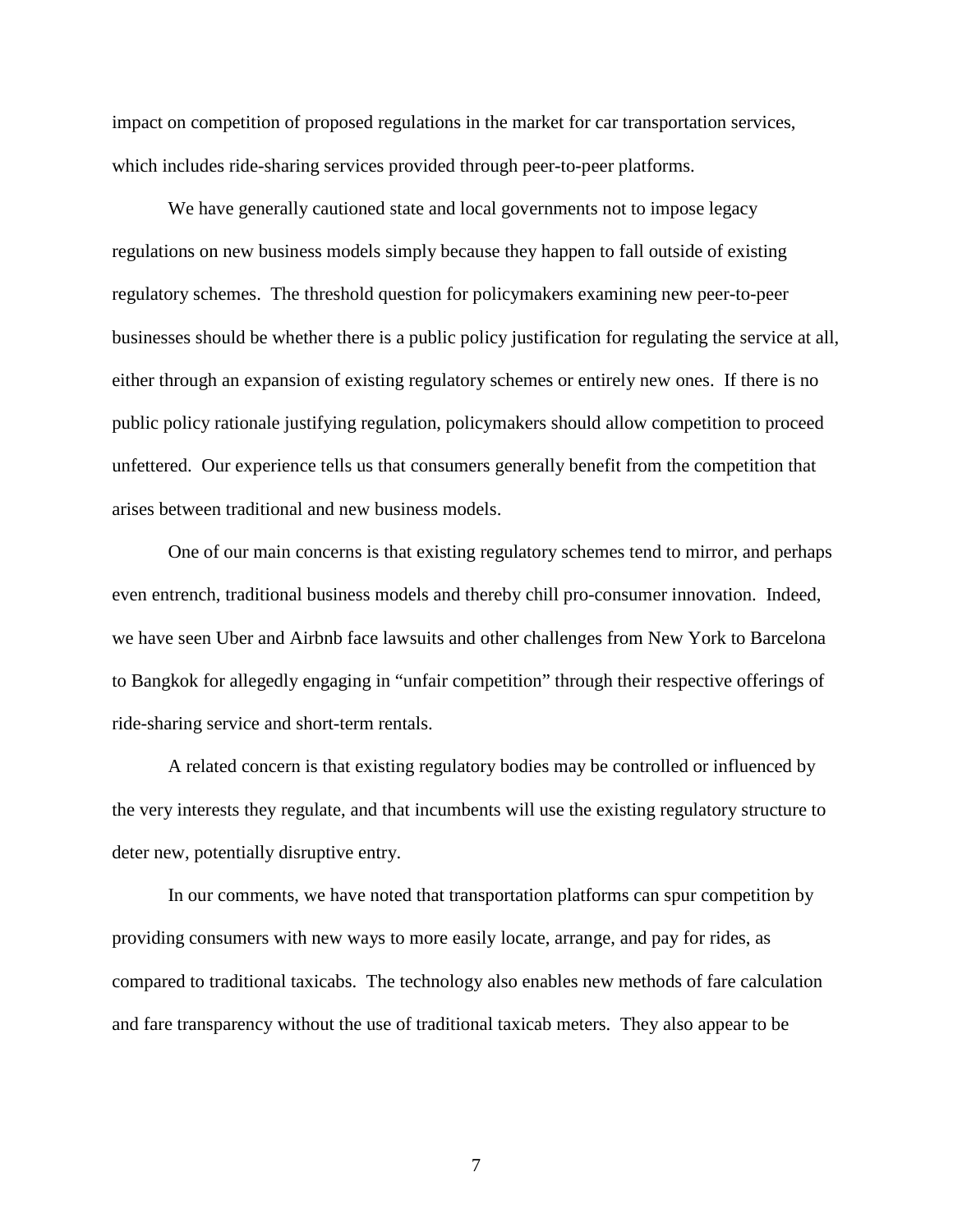impact on competition of proposed regulations in the market for car transportation services, which includes ride-sharing services provided through peer-to-peer platforms.

We have generally cautioned state and local governments not to impose legacy regulations on new business models simply because they happen to fall outside of existing regulatory schemes. The threshold question for policymakers examining new peer-to-peer businesses should be whether there is a public policy justification for regulating the service at all, either through an expansion of existing regulatory schemes or entirely new ones. If there is no public policy rationale justifying regulation, policymakers should allow competition to proceed unfettered. Our experience tells us that consumers generally benefit from the competition that arises between traditional and new business models.

One of our main concerns is that existing regulatory schemes tend to mirror, and perhaps even entrench, traditional business models and thereby chill pro-consumer innovation. Indeed, we have seen Uber and Airbnb face lawsuits and other challenges from New York to Barcelona to Bangkok for allegedly engaging in "unfair competition" through their respective offerings of ride-sharing service and short-term rentals.

A related concern is that existing regulatory bodies may be controlled or influenced by the very interests they regulate, and that incumbents will use the existing regulatory structure to deter new, potentially disruptive entry.

In our comments, we have noted that transportation platforms can spur competition by providing consumers with new ways to more easily locate, arrange, and pay for rides, as compared to traditional taxicabs. The technology also enables new methods of fare calculation and fare transparency without the use of traditional taxicab meters. They also appear to be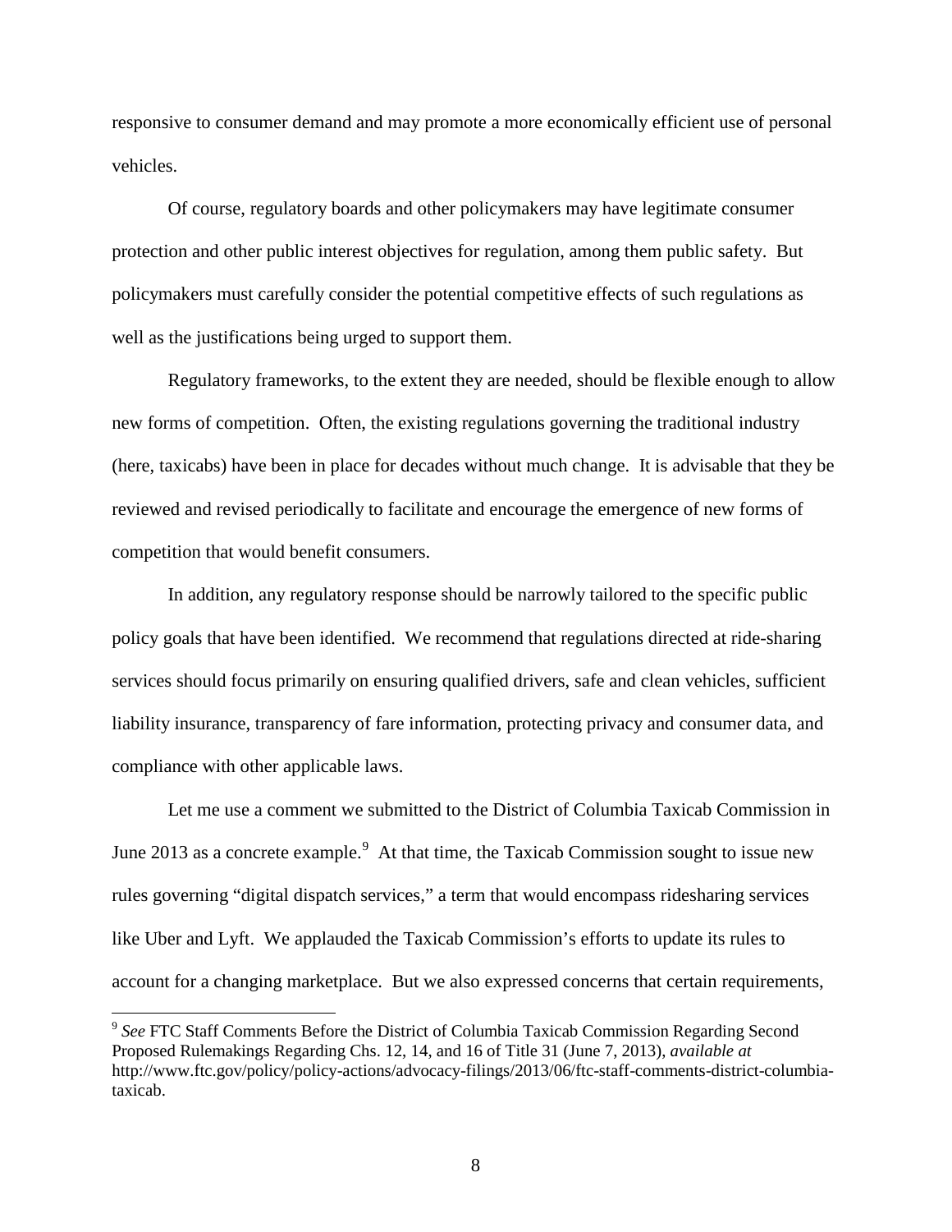responsive to consumer demand and may promote a more economically efficient use of personal vehicles.

Of course, regulatory boards and other policymakers may have legitimate consumer protection and other public interest objectives for regulation, among them public safety. But policymakers must carefully consider the potential competitive effects of such regulations as well as the justifications being urged to support them.

Regulatory frameworks, to the extent they are needed, should be flexible enough to allow new forms of competition. Often, the existing regulations governing the traditional industry (here, taxicabs) have been in place for decades without much change. It is advisable that they be reviewed and revised periodically to facilitate and encourage the emergence of new forms of competition that would benefit consumers.

In addition, any regulatory response should be narrowly tailored to the specific public policy goals that have been identified. We recommend that regulations directed at ride-sharing services should focus primarily on ensuring qualified drivers, safe and clean vehicles, sufficient liability insurance, transparency of fare information, protecting privacy and consumer data, and compliance with other applicable laws.

Let me use a comment we submitted to the District of Columbia Taxicab Commission in June 2013 as a concrete example.[9] At that time, the Taxicab Commission sought to issue new rules governing "digital dispatch services," a term that would encompass ridesharing services like Uber and Lyft. We applauded the Taxicab Commission's efforts to update its rules to account for a changing marketplace. But we also expressed concerns that certain requirements,

[9] *See* FTC Staff Comments Before the District of Columbia Taxicab Commission Regarding Second Proposed Rulemakings Regarding Chs. 12, 14, and 16 of Title 31 (June 7, 2013), *available at* http://www.ftc.gov/policy/policy-actions/advocacy-filings/2013/06/ftc-staff-comments-district-columbia-taxicab.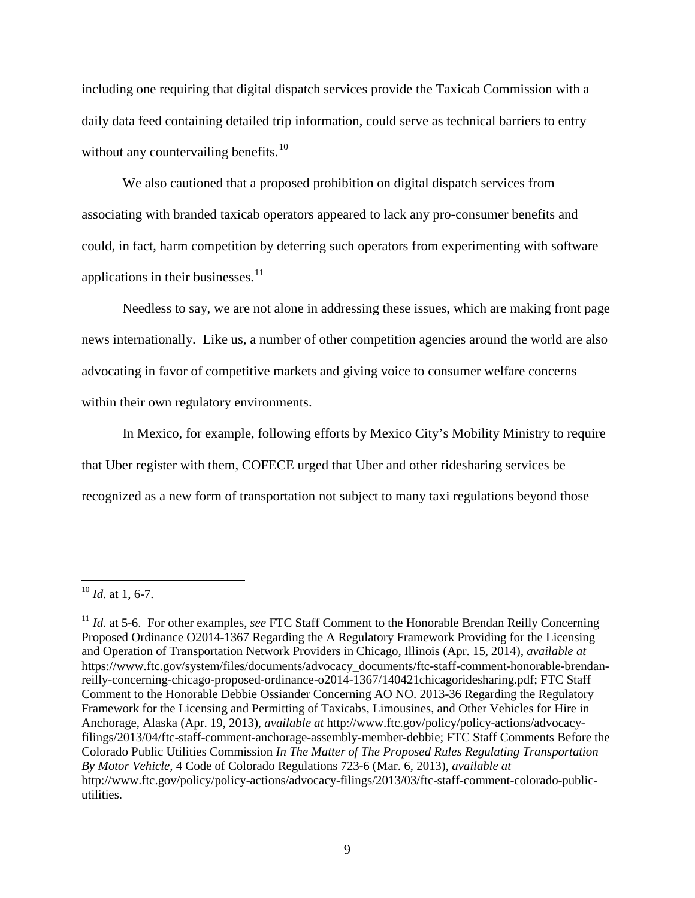including one requiring that digital dispatch services provide the Taxicab Commission with a daily data feed containing detailed trip information, could serve as technical barriers to entry without any countervailing benefits.[10]

We also cautioned that a proposed prohibition on digital dispatch services from associating with branded taxicab operators appeared to lack any pro-consumer benefits and could, in fact, harm competition by deterring such operators from experimenting with software applications in their businesses.[11]

Needless to say, we are not alone in addressing these issues, which are making front page news internationally. Like us, a number of other competition agencies around the world are also advocating in favor of competitive markets and giving voice to consumer welfare concerns within their own regulatory environments.

In Mexico, for example, following efforts by Mexico City's Mobility Ministry to require that Uber register with them, COFECE urged that Uber and other ridesharing services be recognized as a new form of transportation not subject to many taxi regulations beyond those

---

[10] *Id.* at 1, 6-7.

[11] *Id.* at 5-6. For other examples, *see* FTC Staff Comment to the Honorable Brendan Reilly Concerning Proposed Ordinance O2014-1367 Regarding the A Regulatory Framework Providing for the Licensing and Operation of Transportation Network Providers in Chicago, Illinois (Apr. 15, 2014), *available at* https://www.ftc.gov/system/files/documents/advocacy_documents/ftc-staff-comment-honorable-brendan-reilly-concerning-chicago-proposed-ordinance-o2014-1367/140421chicagoridesharing.pdf; FTC Staff Comment to the Honorable Debbie Ossiander Concerning AO NO. 2013-36 Regarding the Regulatory Framework for the Licensing and Permitting of Taxicabs, Limousines, and Other Vehicles for Hire in Anchorage, Alaska (Apr. 19, 2013), *available at* http://www.ftc.gov/policy/policy-actions/advocacy-filings/2013/04/ftc-staff-comment-anchorage-assembly-member-debbie; FTC Staff Comments Before the Colorado Public Utilities Commission *In The Matter of The Proposed Rules Regulating Transportation By Motor Vehicle*, 4 Code of Colorado Regulations 723-6 (Mar. 6, 2013), *available at* http://www.ftc.gov/policy/policy-actions/advocacy-filings/2013/03/ftc-staff-comment-colorado-public-utilities.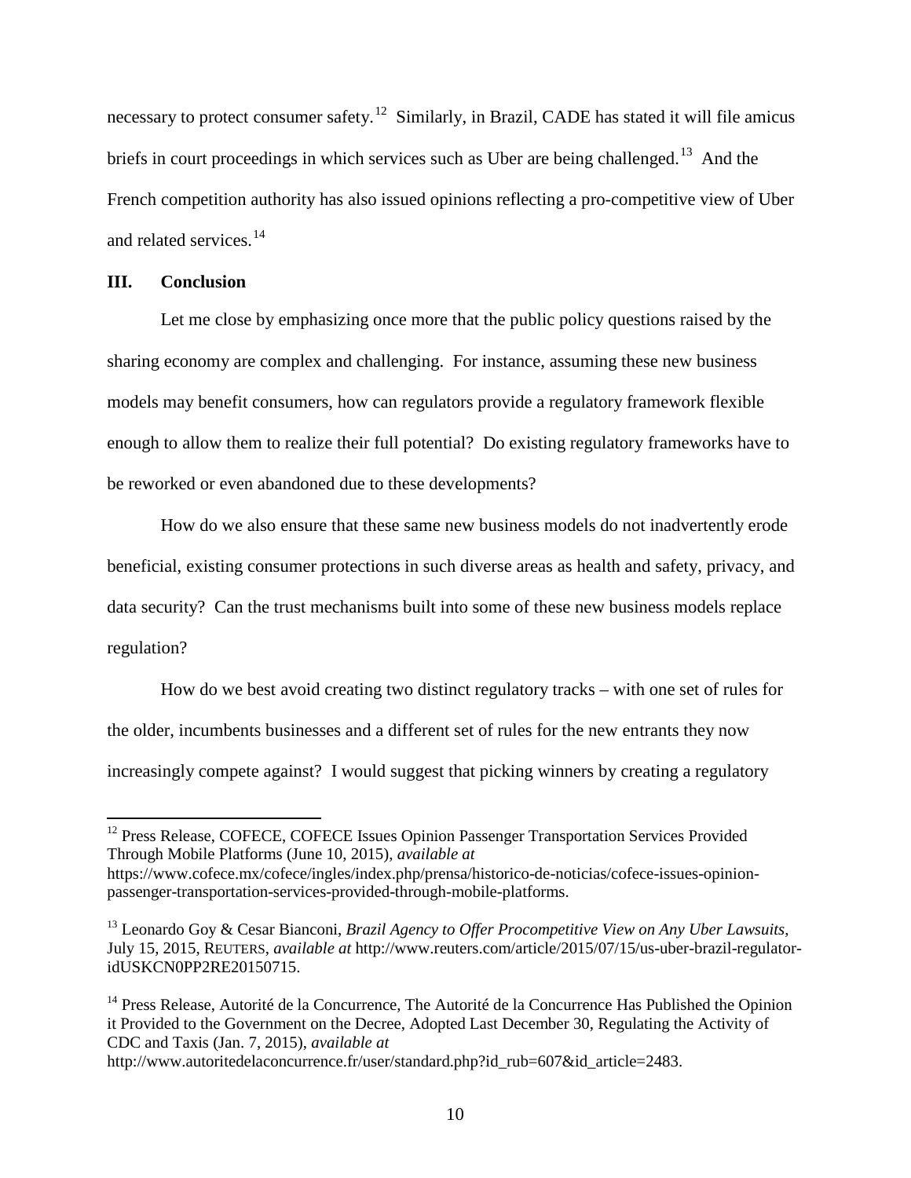necessary to protect consumer safety.[12] Similarly, in Brazil, CADE has stated it will file amicus briefs in court proceedings in which services such as Uber are being challenged.[13] And the French competition authority has also issued opinions reflecting a pro-competitive view of Uber and related services.[14]

## III. Conclusion

Let me close by emphasizing once more that the public policy questions raised by the sharing economy are complex and challenging. For instance, assuming these new business models may benefit consumers, how can regulators provide a regulatory framework flexible enough to allow them to realize their full potential? Do existing regulatory frameworks have to be reworked or even abandoned due to these developments?

How do we also ensure that these same new business models do not inadvertently erode beneficial, existing consumer protections in such diverse areas as health and safety, privacy, and data security? Can the trust mechanisms built into some of these new business models replace regulation?

How do we best avoid creating two distinct regulatory tracks – with one set of rules for the older, incumbents businesses and a different set of rules for the new entrants they now increasingly compete against? I would suggest that picking winners by creating a regulatory

---

[12] Press Release, COFECE, COFECE Issues Opinion Passenger Transportation Services Provided Through Mobile Platforms (June 10, 2015), *available at* https://www.cofece.mx/cofece/ingles/index.php/prensa/historico-de-noticias/cofece-issues-opinion-passenger-transportation-services-provided-through-mobile-platforms.

[13] Leonardo Goy & Cesar Bianconi, *Brazil Agency to Offer Procompetitive View on Any Uber Lawsuits*, July 15, 2015, REUTERS, *available at* http://www.reuters.com/article/2015/07/15/us-uber-brazil-regulator-idUSKCN0PP2RE20150715.

[14] Press Release, Autorité de la Concurrence, The Autorité de la Concurrence Has Published the Opinion it Provided to the Government on the Decree, Adopted Last December 30, Regulating the Activity of CDC and Taxis (Jan. 7, 2015), *available at* http://www.autoritedelaconcurrence.fr/user/standard.php?id_rub=607&id_article=2483.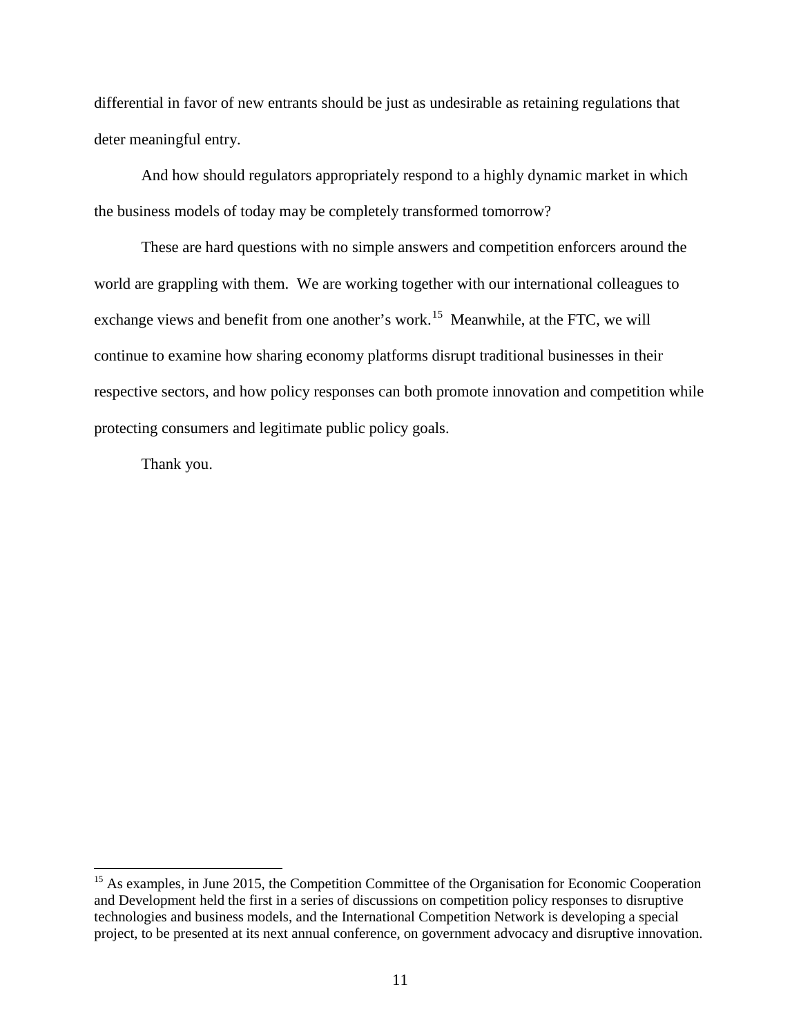differential in favor of new entrants should be just as undesirable as retaining regulations that deter meaningful entry.

And how should regulators appropriately respond to a highly dynamic market in which the business models of today may be completely transformed tomorrow?

These are hard questions with no simple answers and competition enforcers around the world are grappling with them. We are working together with our international colleagues to exchange views and benefit from one another's work.[15] Meanwhile, at the FTC, we will continue to examine how sharing economy platforms disrupt traditional businesses in their respective sectors, and how policy responses can both promote innovation and competition while protecting consumers and legitimate public policy goals.

Thank you.

---

[15] As examples, in June 2015, the Competition Committee of the Organisation for Economic Cooperation and Development held the first in a series of discussions on competition policy responses to disruptive technologies and business models, and the International Competition Network is developing a special project, to be presented at its next annual conference, on government advocacy and disruptive innovation.